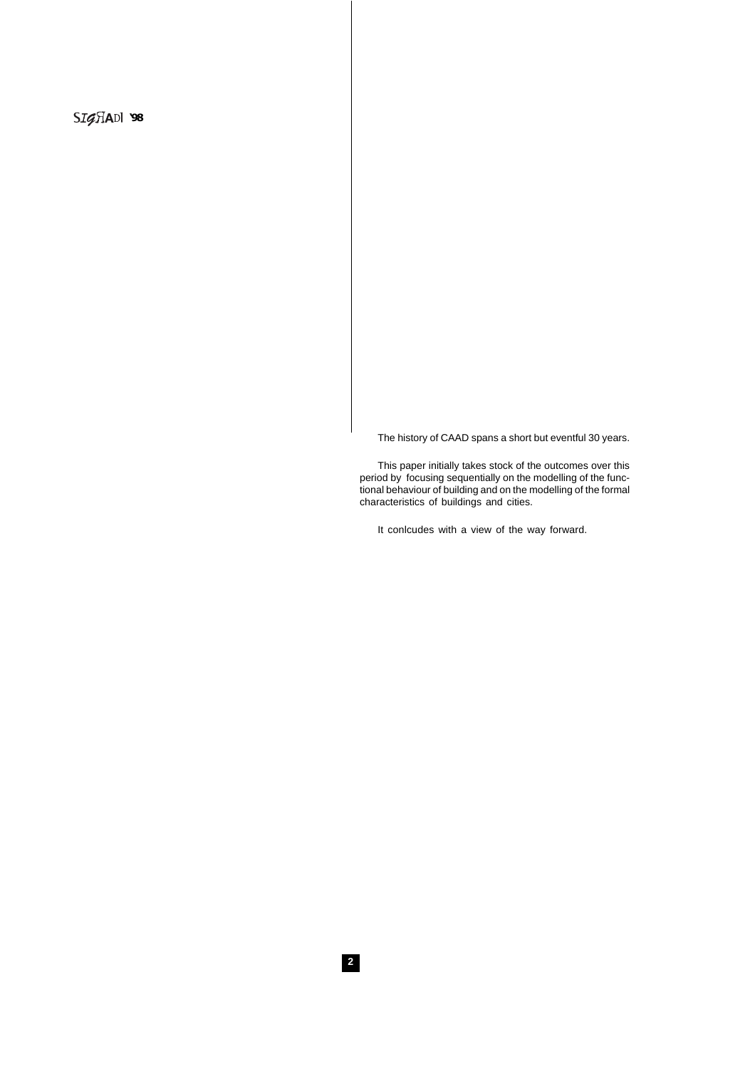The history of CAAD spans a short but eventful 30 years.

This paper initially takes stock of the outcomes over this period by focusing sequentially on the modelling of the functional behaviour of building and on the modelling of the formal characteristics of buildings and cities.

It conlcudes with a view of the way forward.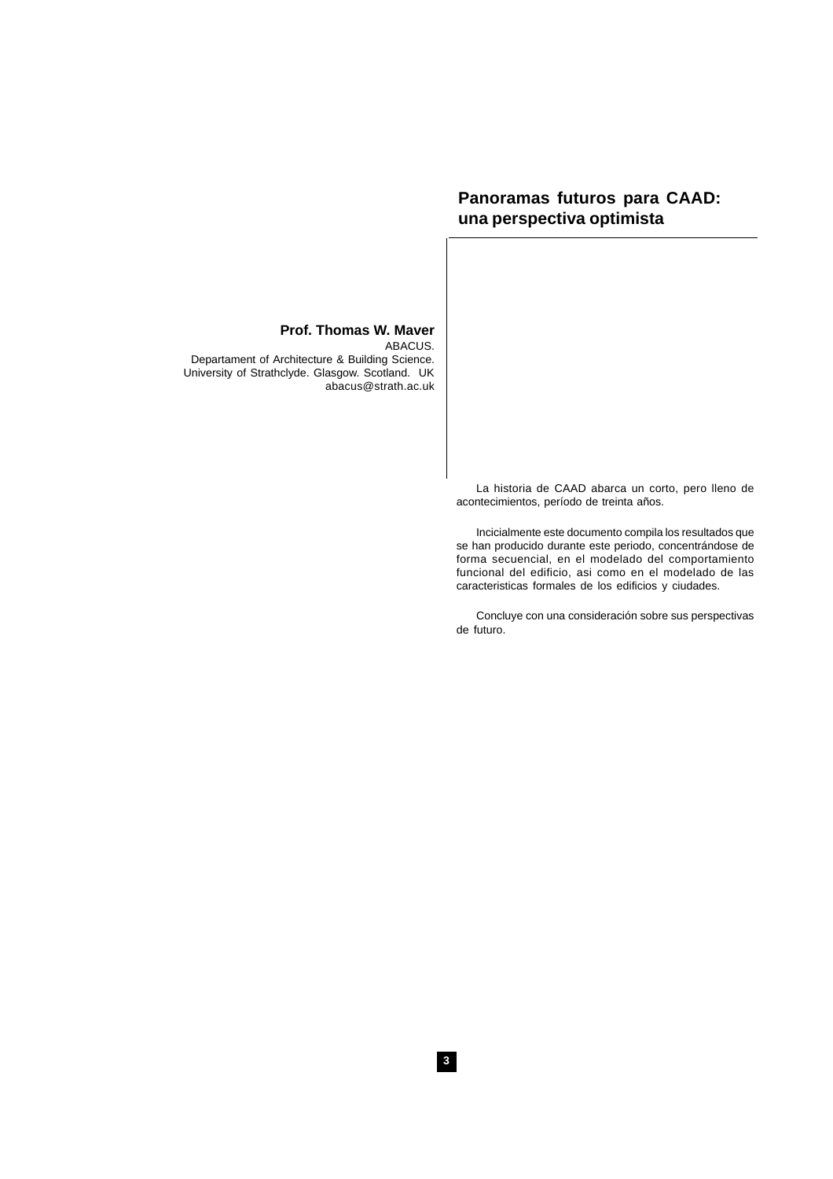# Panoramas futuros para CAAD: una perspectiva optimista

**Prof. Thomas W. Maver**
ABACUS.
Departament of Architecture & Building Science.
University of Strathclyde. Glasgow. Scotland. UK
abacus@strath.ac.uk

La historia de CAAD abarca un corto, pero lleno de acontecimientos, período de treinta años.

Inicialmente este documento compila los resultados que se han producido durante este periodo, concentrándose de forma secuencial, en el modelado del comportamiento funcional del edificio, asi como en el modelado de las caracteristicas formales de los edificios y ciudades.

Concluye con una consideración sobre sus perspectivas de futuro.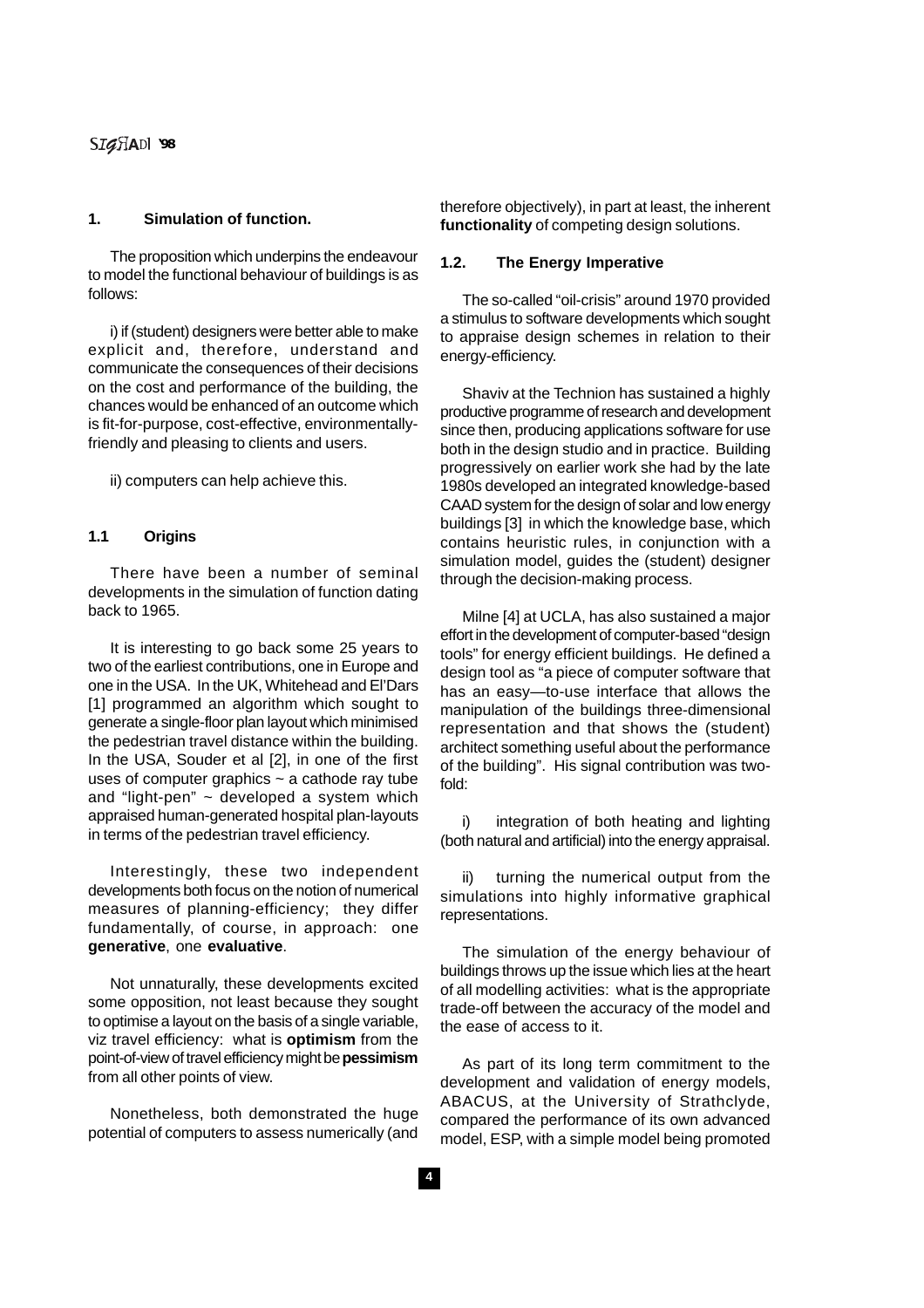## 1. Simulation of function.

The proposition which underpins the endeavour to model the functional behaviour of buildings is as follows:

i) if (student) designers were better able to make explicit and, therefore, understand and communicate the consequences of their decisions on the cost and performance of the building, the chances would be enhanced of an outcome which is fit-for-purpose, cost-effective, environmentally-friendly and pleasing to clients and users.

ii) computers can help achieve this.

### 1.1 Origins

There have been a number of seminal developments in the simulation of function dating back to 1965.

It is interesting to go back some 25 years to two of the earliest contributions, one in Europe and one in the USA. In the UK, Whitehead and El'Dars [1] programmed an algorithm which sought to generate a single-floor plan layout which minimised the pedestrian travel distance within the building. In the USA, Souder et al [2], in one of the first uses of computer graphics ~ a cathode ray tube and "light-pen" ~ developed a system which appraised human-generated hospital plan-layouts in terms of the pedestrian travel efficiency.

Interestingly, these two independent developments both focus on the notion of numerical measures of planning-efficiency; they differ fundamentally, of course, in approach: one **generative**, one **evaluative**.

Not unnaturally, these developments excited some opposition, not least because they sought to optimise a layout on the basis of a single variable, viz travel efficiency: what is **optimism** from the point-of-view of travel efficiency might be **pessimism** from all other points of view.

Nonetheless, both demonstrated the huge potential of computers to assess numerically (and therefore objectively), in part at least, the inherent **functionality** of competing design solutions.

### 1.2. The Energy Imperative

The so-called "oil-crisis" around 1970 provided a stimulus to software developments which sought to appraise design schemes in relation to their energy-efficiency.

Shaviv at the Technion has sustained a highly productive programme of research and development since then, producing applications software for use both in the design studio and in practice. Building progressively on earlier work she had by the late 1980s developed an integrated knowledge-based CAAD system for the design of solar and low energy buildings [3] in which the knowledge base, which contains heuristic rules, in conjunction with a simulation model, guides the (student) designer through the decision-making process.

Milne [4] at UCLA, has also sustained a major effort in the development of computer-based "design tools" for energy efficient buildings. He defined a design tool as "a piece of computer software that has an easy—to-use interface that allows the manipulation of the buildings three-dimensional representation and that shows the (student) architect something useful about the performance of the building". His signal contribution was two-fold:

i) integration of both heating and lighting (both natural and artificial) into the energy appraisal.

ii) turning the numerical output from the simulations into highly informative graphical representations.

The simulation of the energy behaviour of buildings throws up the issue which lies at the heart of all modelling activities: what is the appropriate trade-off between the accuracy of the model and the ease of access to it.

As part of its long term commitment to the development and validation of energy models, ABACUS, at the University of Strathclyde, compared the performance of its own advanced model, ESP, with a simple model being promoted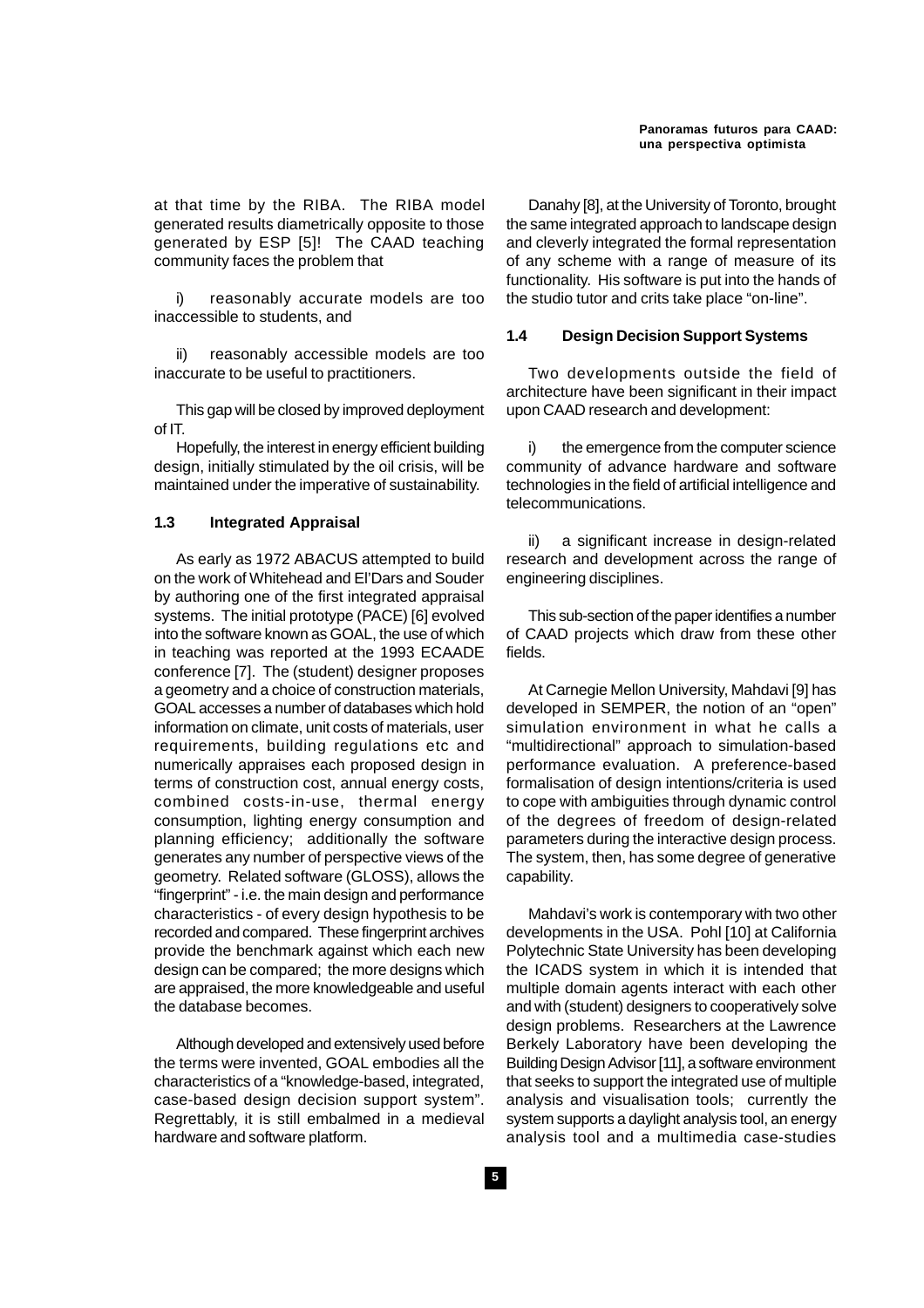at that time by the RIBA. The RIBA model generated results diametrically opposite to those generated by ESP [5]! The CAAD teaching community faces the problem that

i) reasonably accurate models are too inaccessible to students, and

ii) reasonably accessible models are too inaccurate to be useful to practitioners.

This gap will be closed by improved deployment of IT.

Hopefully, the interest in energy efficient building design, initially stimulated by the oil crisis, will be maintained under the imperative of sustainability.

### 1.3 Integrated Appraisal

As early as 1972 ABACUS attempted to build on the work of Whitehead and El'Dars and Souder by authoring one of the first integrated appraisal systems. The initial prototype (PACE) [6] evolved into the software known as GOAL, the use of which in teaching was reported at the 1993 ECAADE conference [7]. The (student) designer proposes a geometry and a choice of construction materials, GOAL accesses a number of databases which hold information on climate, unit costs of materials, user requirements, building regulations etc and numerically appraises each proposed design in terms of construction cost, annual energy costs, combined costs-in-use, thermal energy consumption, lighting energy consumption and planning efficiency; additionally the software generates any number of perspective views of the geometry. Related software (GLOSS), allows the "fingerprint" - i.e. the main design and performance characteristics - of every design hypothesis to be recorded and compared. These fingerprint archives provide the benchmark against which each new design can be compared; the more designs which are appraised, the more knowledgeable and useful the database becomes.

Although developed and extensively used before the terms were invented, GOAL embodies all the characteristics of a "knowledge-based, integrated, case-based design decision support system". Regrettably, it is still embalmed in a medieval hardware and software platform.

Danahy [8], at the University of Toronto, brought the same integrated approach to landscape design and cleverly integrated the formal representation of any scheme with a range of measure of its functionality. His software is put into the hands of the studio tutor and crits take place "on-line".

### 1.4 Design Decision Support Systems

Two developments outside the field of architecture have been significant in their impact upon CAAD research and development:

i) the emergence from the computer science community of advance hardware and software technologies in the field of artificial intelligence and telecommunications.

ii) a significant increase in design-related research and development across the range of engineering disciplines.

This sub-section of the paper identifies a number of CAAD projects which draw from these other fields.

At Carnegie Mellon University, Mahdavi [9] has developed in SEMPER, the notion of an "open" simulation environment in what he calls a "multidirectional" approach to simulation-based performance evaluation. A preference-based formalisation of design intentions/criteria is used to cope with ambiguities through dynamic control of the degrees of freedom of design-related parameters during the interactive design process. The system, then, has some degree of generative capability.

Mahdavi's work is contemporary with two other developments in the USA. Pohl [10] at California Polytechnic State University has been developing the ICADS system in which it is intended that multiple domain agents interact with each other and with (student) designers to cooperatively solve design problems. Researchers at the Lawrence Berkely Laboratory have been developing the Building Design Advisor [11], a software environment that seeks to support the integrated use of multiple analysis and visualisation tools; currently the system supports a daylight analysis tool, an energy analysis tool and a multimedia case-studies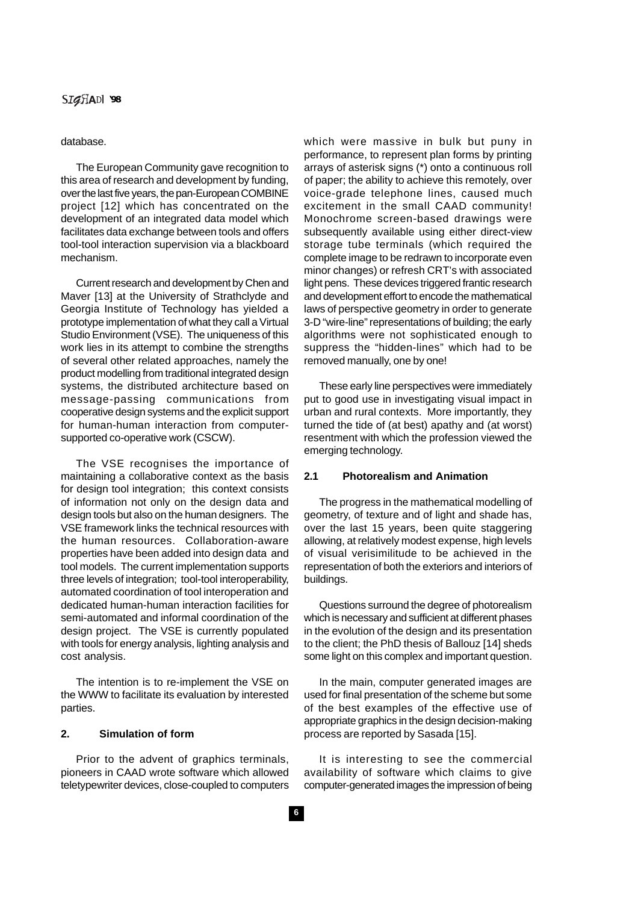database.

The European Community gave recognition to this area of research and development by funding, over the last five years, the pan-European COMBINE project [12] which has concentrated on the development of an integrated data model which facilitates data exchange between tools and offers tool-tool interaction supervision via a blackboard mechanism.

Current research and development by Chen and Maver [13] at the University of Strathclyde and Georgia Institute of Technology has yielded a prototype implementation of what they call a Virtual Studio Environment (VSE). The uniqueness of this work lies in its attempt to combine the strengths of several other related approaches, namely the product modelling from traditional integrated design systems, the distributed architecture based on message-passing communications from cooperative design systems and the explicit support for human-human interaction from computer-supported co-operative work (CSCW).

The VSE recognises the importance of maintaining a collaborative context as the basis for design tool integration; this context consists of information not only on the design data and design tools but also on the human designers. The VSE framework links the technical resources with the human resources. Collaboration-aware properties have been added into design data and tool models. The current implementation supports three levels of integration; tool-tool interoperability, automated coordination of tool interoperation and dedicated human-human interaction facilities for semi-automated and informal coordination of the design project. The VSE is currently populated with tools for energy analysis, lighting analysis and cost analysis.

The intention is to re-implement the VSE on the WWW to facilitate its evaluation by interested parties.

## 2. Simulation of form

Prior to the advent of graphics terminals, pioneers in CAAD wrote software which allowed teletypewriter devices, close-coupled to computers which were massive in bulk but puny in performance, to represent plan forms by printing arrays of asterisk signs (*) onto a continuous roll of paper; the ability to achieve this remotely, over voice-grade telephone lines, caused much excitement in the small CAAD community! Monochrome screen-based drawings were subsequently available using either direct-view storage tube terminals (which required the complete image to be redrawn to incorporate even minor changes) or refresh CRT's with associated light pens. These devices triggered frantic research and development effort to encode the mathematical laws of perspective geometry in order to generate 3-D "wire-line" representations of building; the early algorithms were not sophisticated enough to suppress the "hidden-lines" which had to be removed manually, one by one!

These early line perspectives were immediately put to good use in investigating visual impact in urban and rural contexts. More importantly, they turned the tide of (at best) apathy and (at worst) resentment with which the profession viewed the emerging technology.

### 2.1 Photorealism and Animation

The progress in the mathematical modelling of geometry, of texture and of light and shade has, over the last 15 years, been quite staggering allowing, at relatively modest expense, high levels of visual verisimilitude to be achieved in the representation of both the exteriors and interiors of buildings.

Questions surround the degree of photorealism which is necessary and sufficient at different phases in the evolution of the design and its presentation to the client; the PhD thesis of Ballouz [14] sheds some light on this complex and important question.

In the main, computer generated images are used for final presentation of the scheme but some of the best examples of the effective use of appropriate graphics in the design decision-making process are reported by Sasada [15].

It is interesting to see the commercial availability of software which claims to give computer-generated images the impression of being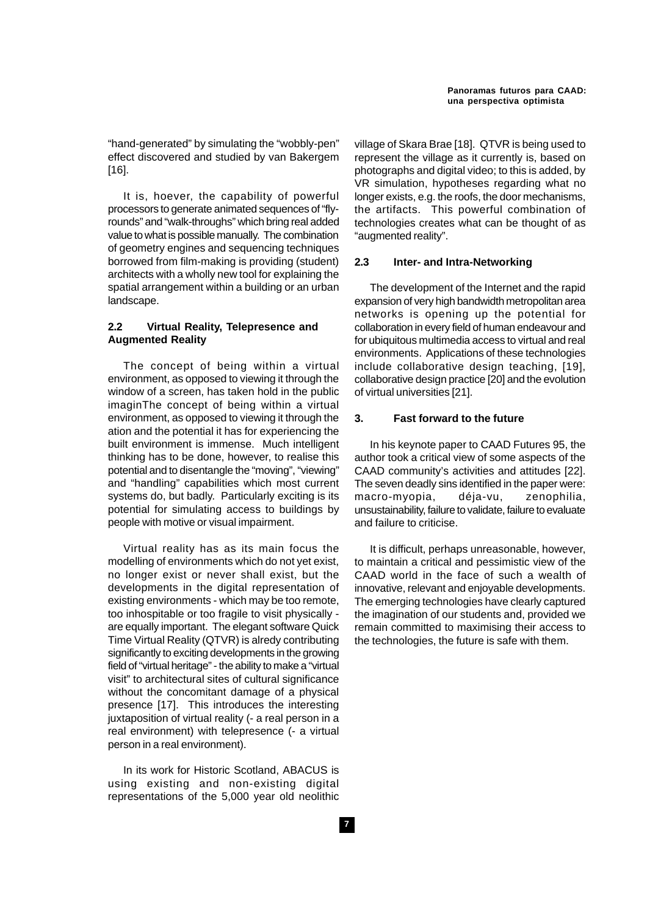"hand-generated" by simulating the "wobbly-pen" effect discovered and studied by van Bakergem [16].

It is, hoever, the capability of powerful processors to generate animated sequences of "fly-rounds" and "walk-throughs" which bring real added value to what is possible manually. The combination of geometry engines and sequencing techniques borrowed from film-making is providing (student) architects with a wholly new tool for explaining the spatial arrangement within a building or an urban landscape.

### 2.2 Virtual Reality, Telepresence and Augmented Reality

The concept of being within a virtual environment, as opposed to viewing it through the window of a screen, has taken hold in the public imaginThe concept of being within a virtual environment, as opposed to viewing it through the ation and the potential it has for experiencing the built environment is immense. Much intelligent thinking has to be done, however, to realise this potential and to disentangle the "moving", "viewing" and "handling" capabilities which most current systems do, but badly. Particularly exciting is its potential for simulating access to buildings by people with motive or visual impairment.

Virtual reality has as its main focus the modelling of environments which do not yet exist, no longer exist or never shall exist, but the developments in the digital representation of existing environments - which may be too remote, too inhospitable or too fragile to visit physically - are equally important. The elegant software Quick Time Virtual Reality (QTVR) is alredy contributing significantly to exciting developments in the growing field of "virtual heritage" - the ability to make a "virtual visit" to architectural sites of cultural significance without the concomitant damage of a physical presence [17]. This introduces the interesting juxtaposition of virtual reality (- a real person in a real environment) with telepresence (- a virtual person in a real environment).

In its work for Historic Scotland, ABACUS is using existing and non-existing digital representations of the 5,000 year old neolithic village of Skara Brae [18]. QTVR is being used to represent the village as it currently is, based on photographs and digital video; to this is added, by VR simulation, hypotheses regarding what no longer exists, e.g. the roofs, the door mechanisms, the artifacts. This powerful combination of technologies creates what can be thought of as "augmented reality".

### 2.3 Inter- and Intra-Networking

The development of the Internet and the rapid expansion of very high bandwidth metropolitan area networks is opening up the potential for collaboration in every field of human endeavour and for ubiquitous multimedia access to virtual and real environments. Applications of these technologies include collaborative design teaching, [19], collaborative design practice [20] and the evolution of virtual universities [21].

## 3. Fast forward to the future

In his keynote paper to CAAD Futures 95, the author took a critical view of some aspects of the CAAD community's activities and attitudes [22]. The seven deadly sins identified in the paper were: macro-myopia, déja-vu, zenophilia, unsustainability, failure to validate, failure to evaluate and failure to criticise.

It is difficult, perhaps unreasonable, however, to maintain a critical and pessimistic view of the CAAD world in the face of such a wealth of innovative, relevant and enjoyable developments. The emerging technologies have clearly captured the imagination of our students and, provided we remain committed to maximising their access to the technologies, the future is safe with them.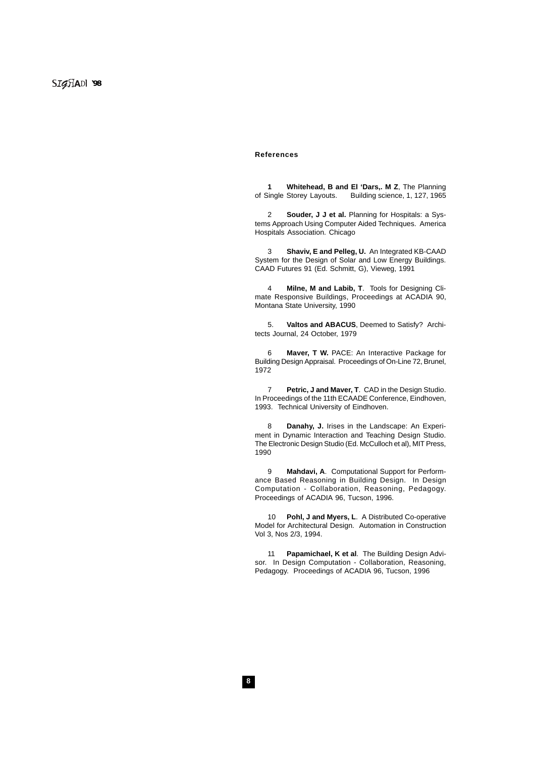**References**

**1** **Whitehead, B and El 'Dars,. M Z**, The Planning of Single Storey Layouts. Building science, 1, 127, 1965

2 **Souder, J J et al.** Planning for Hospitals: a Systems Approach Using Computer Aided Techniques. America Hospitals Association. Chicago

3 **Shaviv, E and Pelleg, U.** An Integrated KB-CAAD System for the Design of Solar and Low Energy Buildings. CAAD Futures 91 (Ed. Schmitt, G), Vieweg, 1991

4 **Milne, M and Labib, T**. Tools for Designing Climate Responsive Buildings, Proceedings at ACADIA 90, Montana State University, 1990

5. **Valtos and ABACUS**, Deemed to Satisfy? Architects Journal, 24 October, 1979

6 **Maver, T W.** PACE: An Interactive Package for Building Design Appraisal. Proceedings of On-Line 72, Brunel, 1972

7 **Petric, J and Maver, T**. CAD in the Design Studio. In Proceedings of the 11th ECAADE Conference, Eindhoven, 1993. Technical University of Eindhoven.

8 **Danahy, J.** Irises in the Landscape: An Experiment in Dynamic Interaction and Teaching Design Studio. The Electronic Design Studio (Ed. McCulloch et al), MIT Press, 1990

9 **Mahdavi, A**. Computational Support for Performance Based Reasoning in Building Design. In Design Computation - Collaboration, Reasoning, Pedagogy. Proceedings of ACADIA 96, Tucson, 1996.

10 **Pohl, J and Myers, L**. A Distributed Co-operative Model for Architectural Design. Automation in Construction Vol 3, Nos 2/3, 1994.

11 **Papamichael, K et al**. The Building Design Advisor. In Design Computation - Collaboration, Reasoning, Pedagogy. Proceedings of ACADIA 96, Tucson, 1996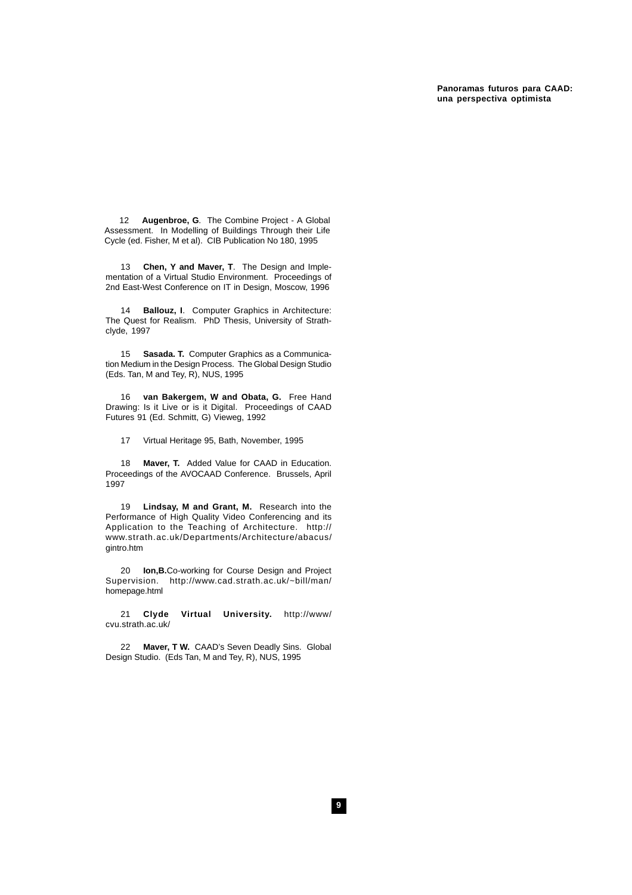12 **Augenbroe, G**. The Combine Project - A Global Assessment. In Modelling of Buildings Through their Life Cycle (ed. Fisher, M et al). CIB Publication No 180, 1995

13 **Chen, Y and Maver, T**. The Design and Implementation of a Virtual Studio Environment. Proceedings of 2nd East-West Conference on IT in Design, Moscow, 1996

14 **Ballouz, I**. Computer Graphics in Architecture: The Quest for Realism. PhD Thesis, University of Strathclyde, 1997

15 **Sasada. T.** Computer Graphics as a Communication Medium in the Design Process. The Global Design Studio (Eds. Tan, M and Tey, R), NUS, 1995

16 **van Bakergem, W and Obata, G.** Free Hand Drawing: Is it Live or is it Digital. Proceedings of CAAD Futures 91 (Ed. Schmitt, G) Vieweg, 1992

17 Virtual Heritage 95, Bath, November, 1995

18 **Maver, T.** Added Value for CAAD in Education. Proceedings of the AVOCAAD Conference. Brussels, April 1997

19 **Lindsay, M and Grant, M.** Research into the Performance of High Quality Video Conferencing and its Application to the Teaching of Architecture. http://www.strath.ac.uk/Departments/Architecture/abacus/gintro.htm

20 **Ion,B.**Co-working for Course Design and Project Supervision. http://www.cad.strath.ac.uk/~bill/man/homepage.html

21 **Clyde Virtual University.** http://www/cvu.strath.ac.uk/

22 **Maver, T W.** CAAD's Seven Deadly Sins. Global Design Studio. (Eds Tan, M and Tey, R), NUS, 1995